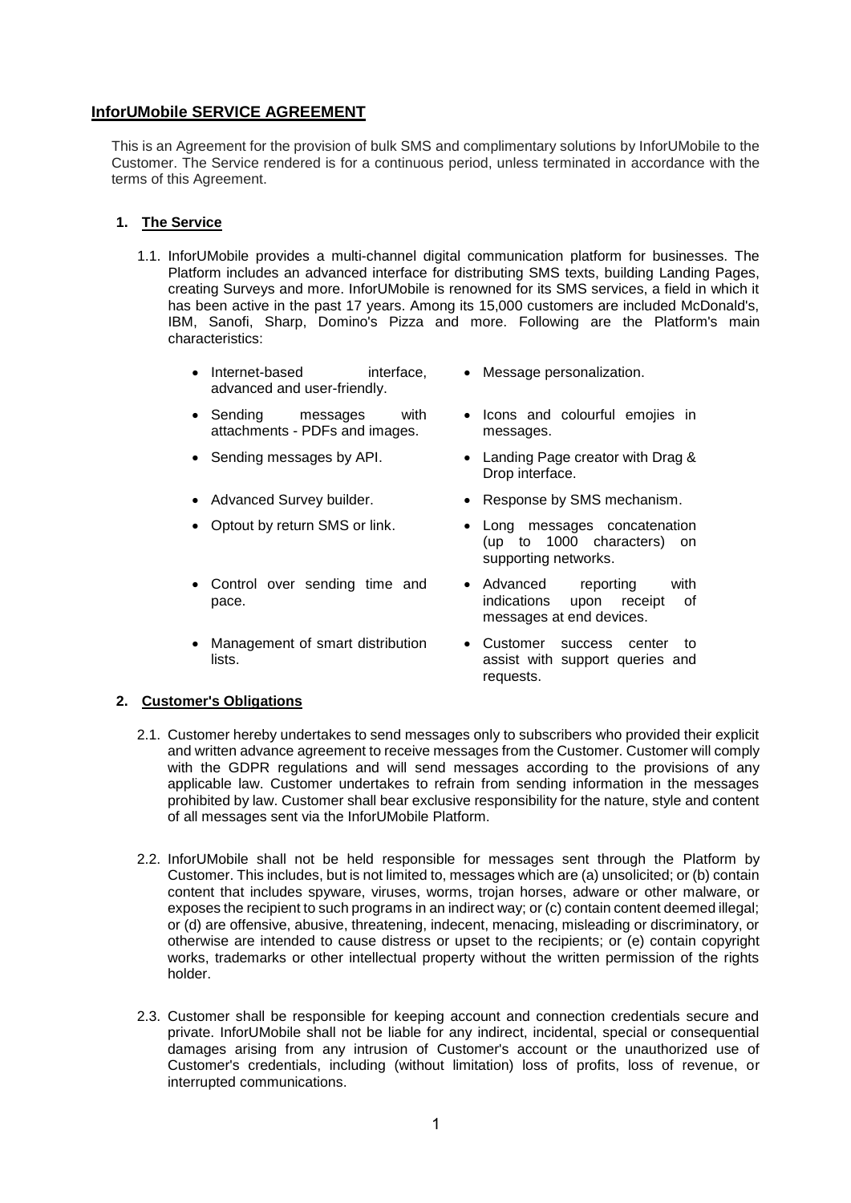# InforUMobile SERVICE AGREEMENT

This is an Agreement for the provision of bulk SMS and complimentary solutions by InforUMobile to the Customer. The Service rendered is for a continuous period, unless terminated in accordance with the terms of this Agreement.

## 1. The Service

1.1. InforUMobile provides a multi-channel digital communication platform for businesses. The Platform includes an advanced interface for distributing SMS texts, building Landing Pages, creating Surveys and more. InforUMobile is renowned for its SMS services, a field in which it has been active in the past 17 years. Among its 15,000 customers are included McDonald's, IBM, Sanofi, Sharp, Domino's Pizza and more. Following are the Platform's main characteristics:

- Internet-based interface, advanced and user-friendly.
- Message personalization.
- Sending messages with attachments - PDFs and images.
- Icons and colourful emojies in messages.
- Sending messages by API.
- Landing Page creator with Drag & Drop interface.
- Advanced Survey builder.
- Response by SMS mechanism.
- Optout by return SMS or link.
- Long messages concatenation (up to 1000 characters) on supporting networks.
- Control over sending time and pace.
- Advanced reporting with indications upon receipt of messages at end devices.
- Management of smart distribution lists.
- Customer success center to assist with support queries and requests.

## 2. Customer's Obligations

2.1. Customer hereby undertakes to send messages only to subscribers who provided their explicit and written advance agreement to receive messages from the Customer. Customer will comply with the GDPR regulations and will send messages according to the provisions of any applicable law. Customer undertakes to refrain from sending information in the messages prohibited by law. Customer shall bear exclusive responsibility for the nature, style and content of all messages sent via the InforUMobile Platform.

2.2. InforUMobile shall not be held responsible for messages sent through the Platform by Customer. This includes, but is not limited to, messages which are (a) unsolicited; or (b) contain content that includes spyware, viruses, worms, trojan horses, adware or other malware, or exposes the recipient to such programs in an indirect way; or (c) contain content deemed illegal; or (d) are offensive, abusive, threatening, indecent, menacing, misleading or discriminatory, or otherwise are intended to cause distress or upset to the recipients; or (e) contain copyright works, trademarks or other intellectual property without the written permission of the rights holder.

2.3. Customer shall be responsible for keeping account and connection credentials secure and private. InforUMobile shall not be liable for any indirect, incidental, special or consequential damages arising from any intrusion of Customer's account or the unauthorized use of Customer's credentials, including (without limitation) loss of profits, loss of revenue, or interrupted communications.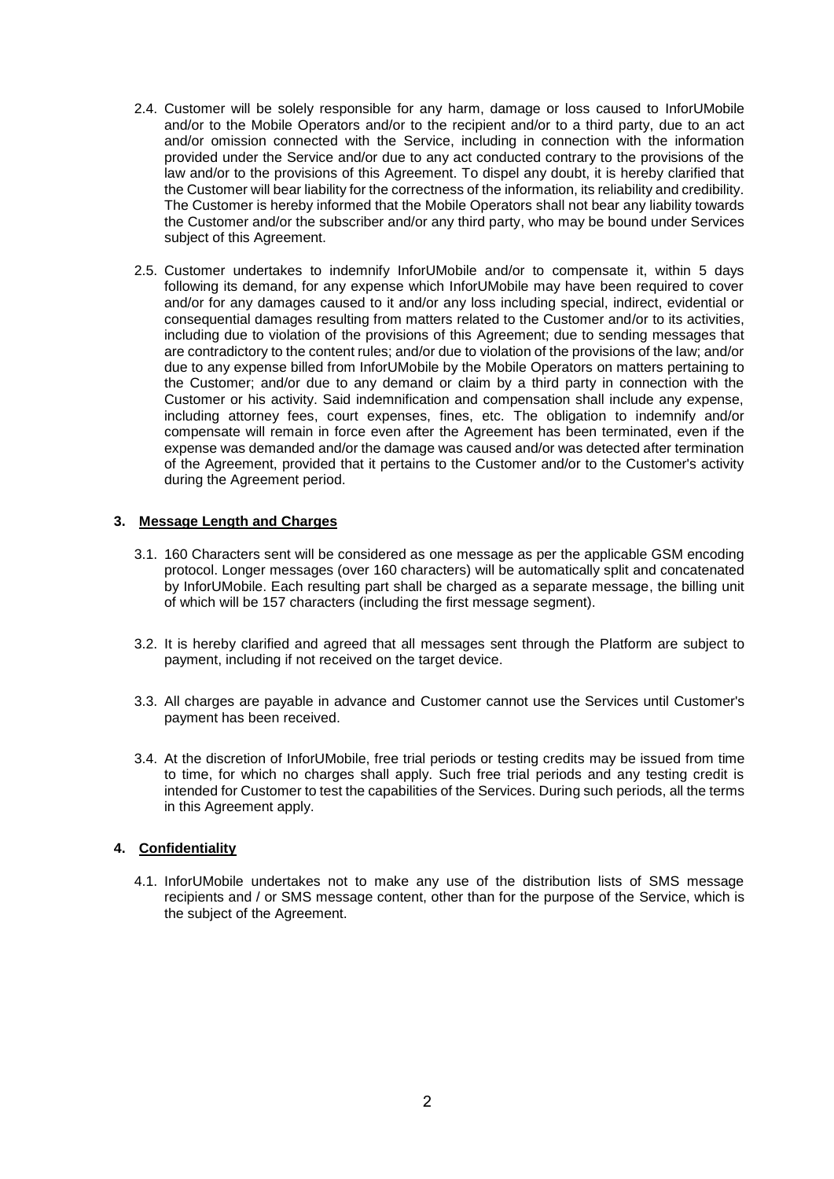2.4. Customer will be solely responsible for any harm, damage or loss caused to InforUMobile and/or to the Mobile Operators and/or to the recipient and/or to a third party, due to an act and/or omission connected with the Service, including in connection with the information provided under the Service and/or due to any act conducted contrary to the provisions of the law and/or to the provisions of this Agreement. To dispel any doubt, it is hereby clarified that the Customer will bear liability for the correctness of the information, its reliability and credibility. The Customer is hereby informed that the Mobile Operators shall not bear any liability towards the Customer and/or the subscriber and/or any third party, who may be bound under Services subject of this Agreement.

2.5. Customer undertakes to indemnify InforUMobile and/or to compensate it, within 5 days following its demand, for any expense which InforUMobile may have been required to cover and/or for any damages caused to it and/or any loss including special, indirect, evidential or consequential damages resulting from matters related to the Customer and/or to its activities, including due to violation of the provisions of this Agreement; due to sending messages that are contradictory to the content rules; and/or due to violation of the provisions of the law; and/or due to any expense billed from InforUMobile by the Mobile Operators on matters pertaining to the Customer; and/or due to any demand or claim by a third party in connection with the Customer or his activity. Said indemnification and compensation shall include any expense, including attorney fees, court expenses, fines, etc. The obligation to indemnify and/or compensate will remain in force even after the Agreement has been terminated, even if the expense was demanded and/or the damage was caused and/or was detected after termination of the Agreement, provided that it pertains to the Customer and/or to the Customer's activity during the Agreement period.

## 3. Message Length and Charges

3.1. 160 Characters sent will be considered as one message as per the applicable GSM encoding protocol. Longer messages (over 160 characters) will be automatically split and concatenated by InforUMobile. Each resulting part shall be charged as a separate message, the billing unit of which will be 157 characters (including the first message segment).

3.2. It is hereby clarified and agreed that all messages sent through the Platform are subject to payment, including if not received on the target device.

3.3. All charges are payable in advance and Customer cannot use the Services until Customer's payment has been received.

3.4. At the discretion of InforUMobile, free trial periods or testing credits may be issued from time to time, for which no charges shall apply. Such free trial periods and any testing credit is intended for Customer to test the capabilities of the Services. During such periods, all the terms in this Agreement apply.

## 4. Confidentiality

4.1. InforUMobile undertakes not to make any use of the distribution lists of SMS message recipients and / or SMS message content, other than for the purpose of the Service, which is the subject of the Agreement.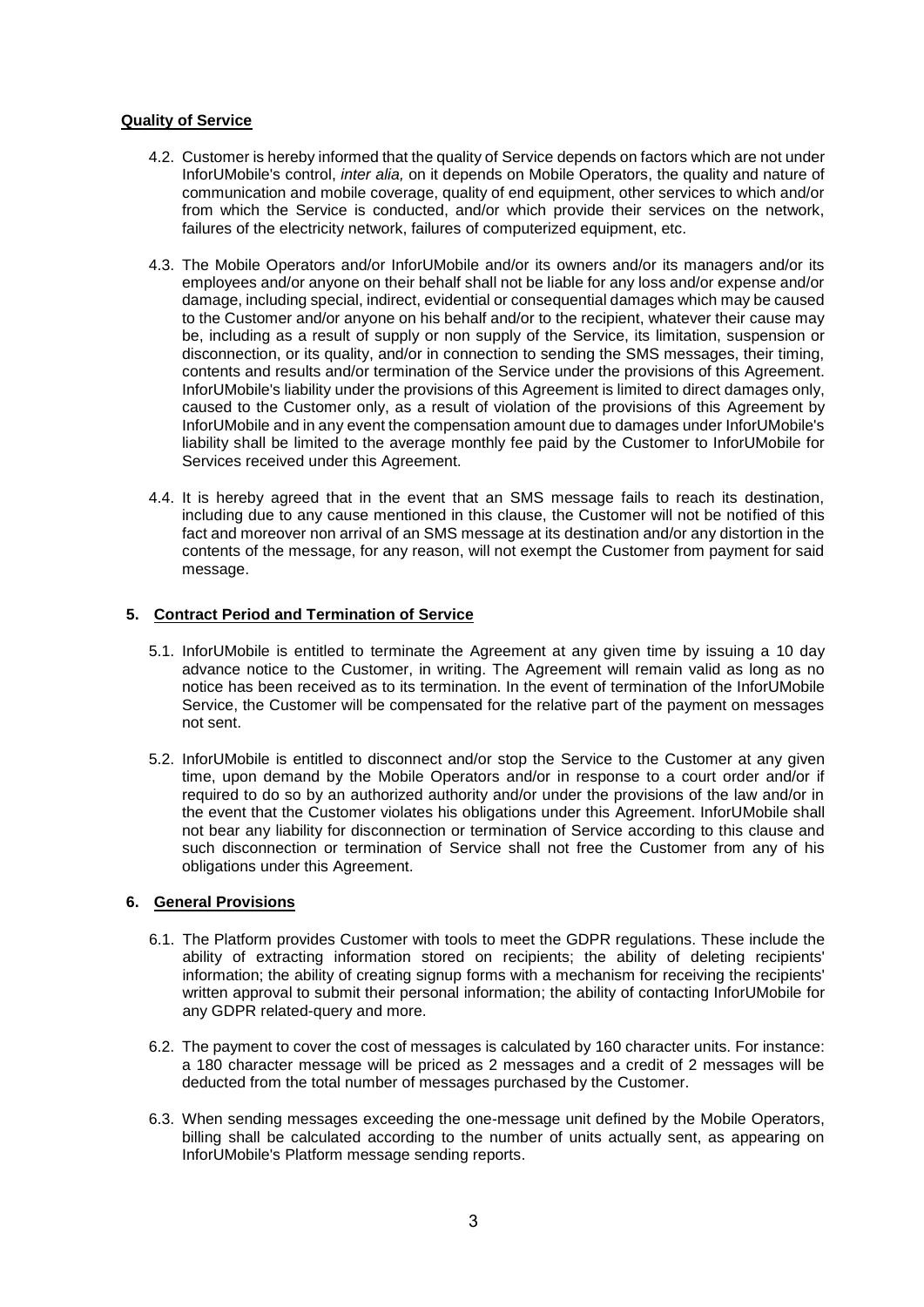**Quality of Service**

4.2. Customer is hereby informed that the quality of Service depends on factors which are not under InforUMobile's control, *inter alia,* on it depends on Mobile Operators, the quality and nature of communication and mobile coverage, quality of end equipment, other services to which and/or from which the Service is conducted, and/or which provide their services on the network, failures of the electricity network, failures of computerized equipment, etc.

4.3. The Mobile Operators and/or InforUMobile and/or its owners and/or its managers and/or its employees and/or anyone on their behalf shall not be liable for any loss and/or expense and/or damage, including special, indirect, evidential or consequential damages which may be caused to the Customer and/or anyone on his behalf and/or to the recipient, whatever their cause may be, including as a result of supply or non supply of the Service, its limitation, suspension or disconnection, or its quality, and/or in connection to sending the SMS messages, their timing, contents and results and/or termination of the Service under the provisions of this Agreement. InforUMobile's liability under the provisions of this Agreement is limited to direct damages only, caused to the Customer only, as a result of violation of the provisions of this Agreement by InforUMobile and in any event the compensation amount due to damages under InforUMobile's liability shall be limited to the average monthly fee paid by the Customer to InforUMobile for Services received under this Agreement.

4.4. It is hereby agreed that in the event that an SMS message fails to reach its destination, including due to any cause mentioned in this clause, the Customer will not be notified of this fact and moreover non arrival of an SMS message at its destination and/or any distortion in the contents of the message, for any reason, will not exempt the Customer from payment for said message.

## 5. Contract Period and Termination of Service

5.1. InforUMobile is entitled to terminate the Agreement at any given time by issuing a 10 day advance notice to the Customer, in writing. The Agreement will remain valid as long as no notice has been received as to its termination. In the event of termination of the InforUMobile Service, the Customer will be compensated for the relative part of the payment on messages not sent.

5.2. InforUMobile is entitled to disconnect and/or stop the Service to the Customer at any given time, upon demand by the Mobile Operators and/or in response to a court order and/or if required to do so by an authorized authority and/or under the provisions of the law and/or in the event that the Customer violates his obligations under this Agreement. InforUMobile shall not bear any liability for disconnection or termination of Service according to this clause and such disconnection or termination of Service shall not free the Customer from any of his obligations under this Agreement.

## 6. General Provisions

6.1. The Platform provides Customer with tools to meet the GDPR regulations. These include the ability of extracting information stored on recipients; the ability of deleting recipients' information; the ability of creating signup forms with a mechanism for receiving the recipients' written approval to submit their personal information; the ability of contacting InforUMobile for any GDPR related-query and more.

6.2. The payment to cover the cost of messages is calculated by 160 character units. For instance: a 180 character message will be priced as 2 messages and a credit of 2 messages will be deducted from the total number of messages purchased by the Customer.

6.3. When sending messages exceeding the one-message unit defined by the Mobile Operators, billing shall be calculated according to the number of units actually sent, as appearing on InforUMobile's Platform message sending reports.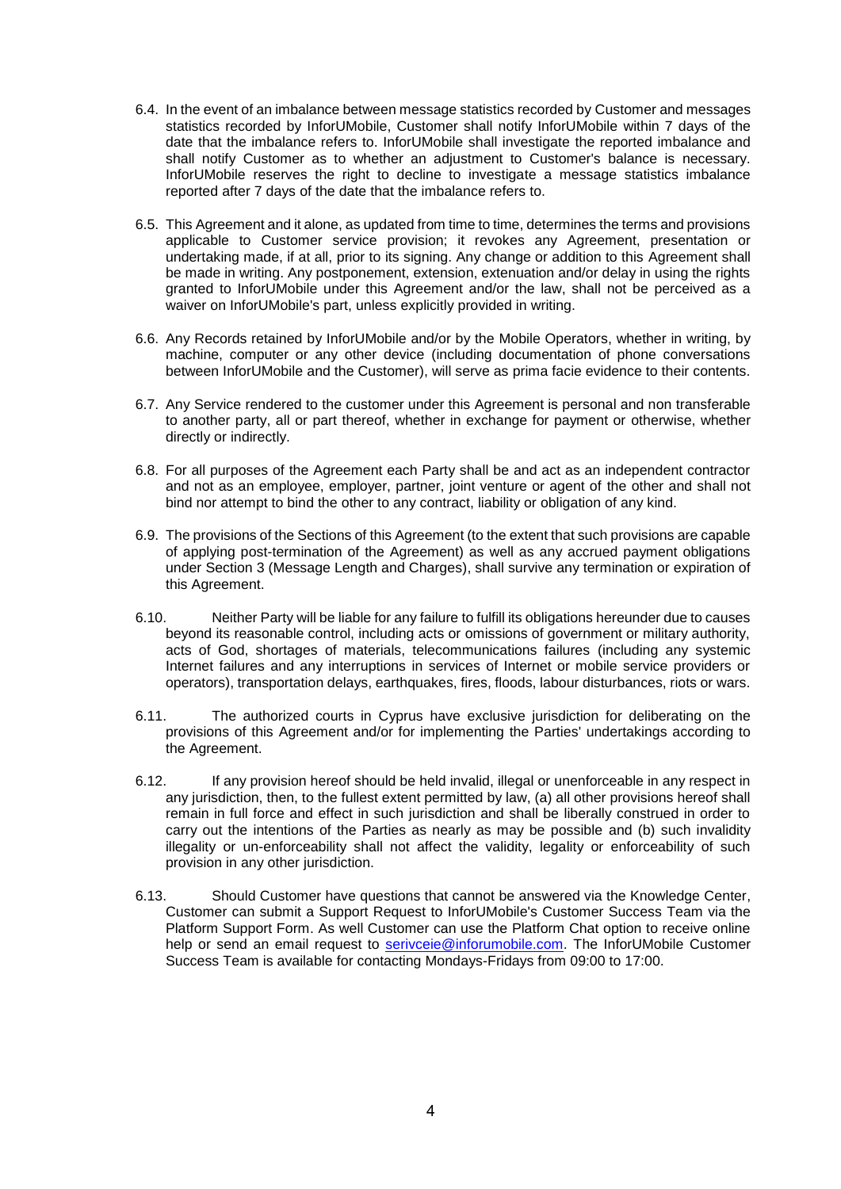6.4. In the event of an imbalance between message statistics recorded by Customer and messages statistics recorded by InforUMobile, Customer shall notify InforUMobile within 7 days of the date that the imbalance refers to. InforUMobile shall investigate the reported imbalance and shall notify Customer as to whether an adjustment to Customer's balance is necessary. InforUMobile reserves the right to decline to investigate a message statistics imbalance reported after 7 days of the date that the imbalance refers to.

6.5. This Agreement and it alone, as updated from time to time, determines the terms and provisions applicable to Customer service provision; it revokes any Agreement, presentation or undertaking made, if at all, prior to its signing. Any change or addition to this Agreement shall be made in writing. Any postponement, extension, extenuation and/or delay in using the rights granted to InforUMobile under this Agreement and/or the law, shall not be perceived as a waiver on InforUMobile's part, unless explicitly provided in writing.

6.6. Any Records retained by InforUMobile and/or by the Mobile Operators, whether in writing, by machine, computer or any other device (including documentation of phone conversations between InforUMobile and the Customer), will serve as prima facie evidence to their contents.

6.7. Any Service rendered to the customer under this Agreement is personal and non transferable to another party, all or part thereof, whether in exchange for payment or otherwise, whether directly or indirectly.

6.8. For all purposes of the Agreement each Party shall be and act as an independent contractor and not as an employee, employer, partner, joint venture or agent of the other and shall not bind nor attempt to bind the other to any contract, liability or obligation of any kind.

6.9. The provisions of the Sections of this Agreement (to the extent that such provisions are capable of applying post-termination of the Agreement) as well as any accrued payment obligations under Section 3 (Message Length and Charges), shall survive any termination or expiration of this Agreement.

6.10. Neither Party will be liable for any failure to fulfill its obligations hereunder due to causes beyond its reasonable control, including acts or omissions of government or military authority, acts of God, shortages of materials, telecommunications failures (including any systemic Internet failures and any interruptions in services of Internet or mobile service providers or operators), transportation delays, earthquakes, fires, floods, labour disturbances, riots or wars.

6.11. The authorized courts in Cyprus have exclusive jurisdiction for deliberating on the provisions of this Agreement and/or for implementing the Parties' undertakings according to the Agreement.

6.12. If any provision hereof should be held invalid, illegal or unenforceable in any respect in any jurisdiction, then, to the fullest extent permitted by law, (a) all other provisions hereof shall remain in full force and effect in such jurisdiction and shall be liberally construed in order to carry out the intentions of the Parties as nearly as may be possible and (b) such invalidity illegality or un-enforceability shall not affect the validity, legality or enforceability of such provision in any other jurisdiction.

6.13. Should Customer have questions that cannot be answered via the Knowledge Center, Customer can submit a Support Request to InforUMobile's Customer Success Team via the Platform Support Form. As well Customer can use the Platform Chat option to receive online help or send an email request to serivceie@inforumobile.com. The InforUMobile Customer Success Team is available for contacting Mondays-Fridays from 09:00 to 17:00.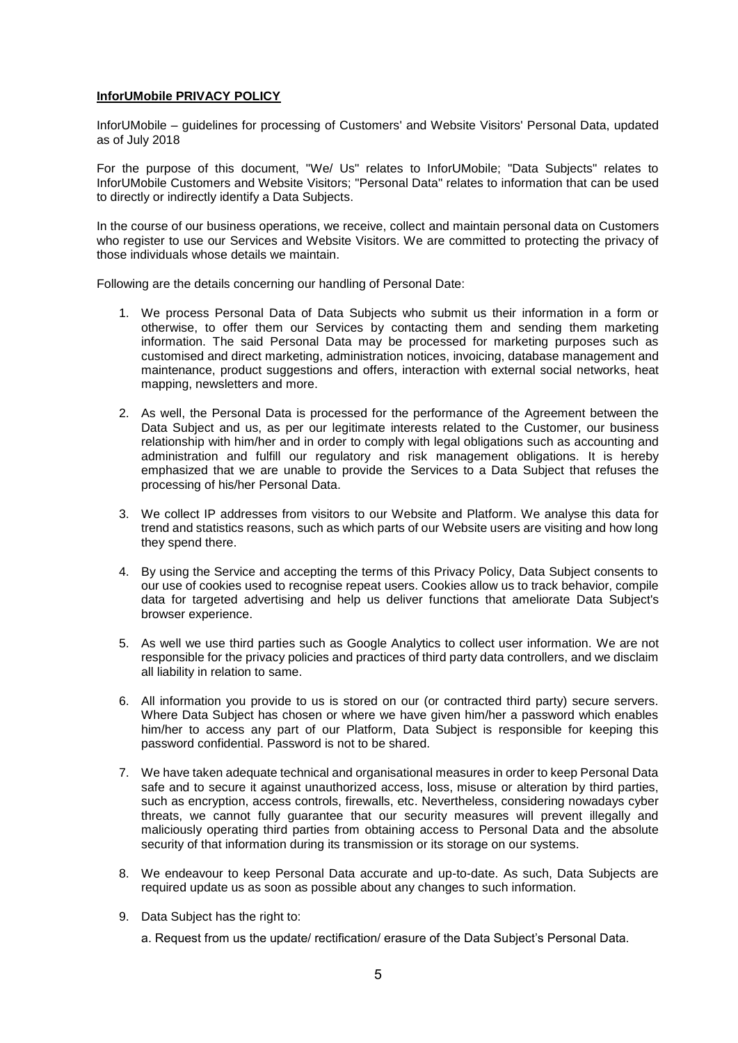**InforUMobile PRIVACY POLICY**

InforUMobile – guidelines for processing of Customers' and Website Visitors' Personal Data, updated as of July 2018

For the purpose of this document, "We/ Us" relates to InforUMobile; "Data Subjects" relates to InforUMobile Customers and Website Visitors; "Personal Data" relates to information that can be used to directly or indirectly identify a Data Subjects.

In the course of our business operations, we receive, collect and maintain personal data on Customers who register to use our Services and Website Visitors. We are committed to protecting the privacy of those individuals whose details we maintain.

Following are the details concerning our handling of Personal Date:

1. We process Personal Data of Data Subjects who submit us their information in a form or otherwise, to offer them our Services by contacting them and sending them marketing information. The said Personal Data may be processed for marketing purposes such as customised and direct marketing, administration notices, invoicing, database management and maintenance, product suggestions and offers, interaction with external social networks, heat mapping, newsletters and more.

2. As well, the Personal Data is processed for the performance of the Agreement between the Data Subject and us, as per our legitimate interests related to the Customer, our business relationship with him/her and in order to comply with legal obligations such as accounting and administration and fulfill our regulatory and risk management obligations. It is hereby emphasized that we are unable to provide the Services to a Data Subject that refuses the processing of his/her Personal Data.

3. We collect IP addresses from visitors to our Website and Platform. We analyse this data for trend and statistics reasons, such as which parts of our Website users are visiting and how long they spend there.

4. By using the Service and accepting the terms of this Privacy Policy, Data Subject consents to our use of cookies used to recognise repeat users. Cookies allow us to track behavior, compile data for targeted advertising and help us deliver functions that ameliorate Data Subject's browser experience.

5. As well we use third parties such as Google Analytics to collect user information. We are not responsible for the privacy policies and practices of third party data controllers, and we disclaim all liability in relation to same.

6. All information you provide to us is stored on our (or contracted third party) secure servers. Where Data Subject has chosen or where we have given him/her a password which enables him/her to access any part of our Platform, Data Subject is responsible for keeping this password confidential. Password is not to be shared.

7. We have taken adequate technical and organisational measures in order to keep Personal Data safe and to secure it against unauthorized access, loss, misuse or alteration by third parties, such as encryption, access controls, firewalls, etc. Nevertheless, considering nowadays cyber threats, we cannot fully guarantee that our security measures will prevent illegally and maliciously operating third parties from obtaining access to Personal Data and the absolute security of that information during its transmission or its storage on our systems.

8. We endeavour to keep Personal Data accurate and up-to-date. As such, Data Subjects are required update us as soon as possible about any changes to such information.

9. Data Subject has the right to:

   a. Request from us the update/ rectification/ erasure of the Data Subject's Personal Data.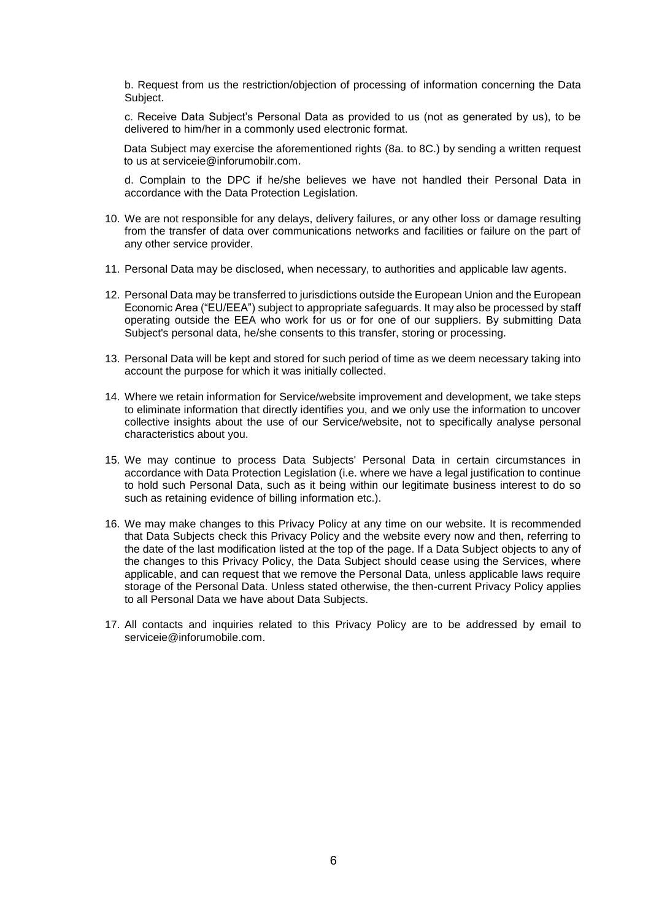b. Request from us the restriction/objection of processing of information concerning the Data Subject.

c. Receive Data Subject's Personal Data as provided to us (not as generated by us), to be delivered to him/her in a commonly used electronic format.

Data Subject may exercise the aforementioned rights (8a. to 8C.) by sending a written request to us at serviceie@inforumobilr.com.

d. Complain to the DPC if he/she believes we have not handled their Personal Data in accordance with the Data Protection Legislation.

10. We are not responsible for any delays, delivery failures, or any other loss or damage resulting from the transfer of data over communications networks and facilities or failure on the part of any other service provider.

11. Personal Data may be disclosed, when necessary, to authorities and applicable law agents.

12. Personal Data may be transferred to jurisdictions outside the European Union and the European Economic Area ("EU/EEA") subject to appropriate safeguards. It may also be processed by staff operating outside the EEA who work for us or for one of our suppliers. By submitting Data Subject's personal data, he/she consents to this transfer, storing or processing.

13. Personal Data will be kept and stored for such period of time as we deem necessary taking into account the purpose for which it was initially collected.

14. Where we retain information for Service/website improvement and development, we take steps to eliminate information that directly identifies you, and we only use the information to uncover collective insights about the use of our Service/website, not to specifically analyse personal characteristics about you.

15. We may continue to process Data Subjects' Personal Data in certain circumstances in accordance with Data Protection Legislation (i.e. where we have a legal justification to continue to hold such Personal Data, such as it being within our legitimate business interest to do so such as retaining evidence of billing information etc.).

16. We may make changes to this Privacy Policy at any time on our website. It is recommended that Data Subjects check this Privacy Policy and the website every now and then, referring to the date of the last modification listed at the top of the page. If a Data Subject objects to any of the changes to this Privacy Policy, the Data Subject should cease using the Services, where applicable, and can request that we remove the Personal Data, unless applicable laws require storage of the Personal Data. Unless stated otherwise, the then-current Privacy Policy applies to all Personal Data we have about Data Subjects.

17. All contacts and inquiries related to this Privacy Policy are to be addressed by email to serviceie@inforumobile.com.